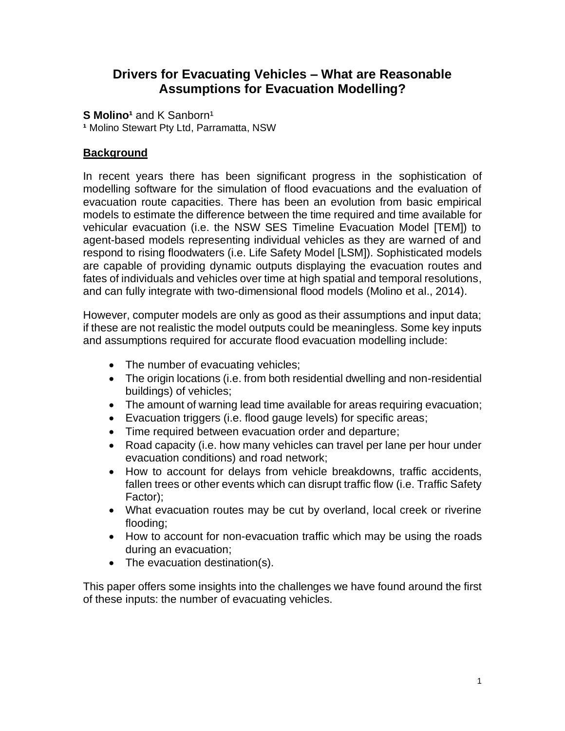# Drivers for Evacuating Vehicles – What are Reasonable Assumptions for Evacuation Modelling?

**S Molino**[1] and K Sanborn[1]

[1] Molino Stewart Pty Ltd, Parramatta, NSW

## Background

In recent years there has been significant progress in the sophistication of modelling software for the simulation of flood evacuations and the evaluation of evacuation route capacities. There has been an evolution from basic empirical models to estimate the difference between the time required and time available for vehicular evacuation (i.e. the NSW SES Timeline Evacuation Model [TEM]) to agent-based models representing individual vehicles as they are warned of and respond to rising floodwaters (i.e. Life Safety Model [LSM]). Sophisticated models are capable of providing dynamic outputs displaying the evacuation routes and fates of individuals and vehicles over time at high spatial and temporal resolutions, and can fully integrate with two-dimensional flood models (Molino et al., 2014).

However, computer models are only as good as their assumptions and input data; if these are not realistic the model outputs could be meaningless. Some key inputs and assumptions required for accurate flood evacuation modelling include:

- The number of evacuating vehicles;
- The origin locations (i.e. from both residential dwelling and non-residential buildings) of vehicles;
- The amount of warning lead time available for areas requiring evacuation;
- Evacuation triggers (i.e. flood gauge levels) for specific areas;
- Time required between evacuation order and departure;
- Road capacity (i.e. how many vehicles can travel per lane per hour under evacuation conditions) and road network;
- How to account for delays from vehicle breakdowns, traffic accidents, fallen trees or other events which can disrupt traffic flow (i.e. Traffic Safety Factor);
- What evacuation routes may be cut by overland, local creek or riverine flooding;
- How to account for non-evacuation traffic which may be using the roads during an evacuation;
- The evacuation destination(s).

This paper offers some insights into the challenges we have found around the first of these inputs: the number of evacuating vehicles.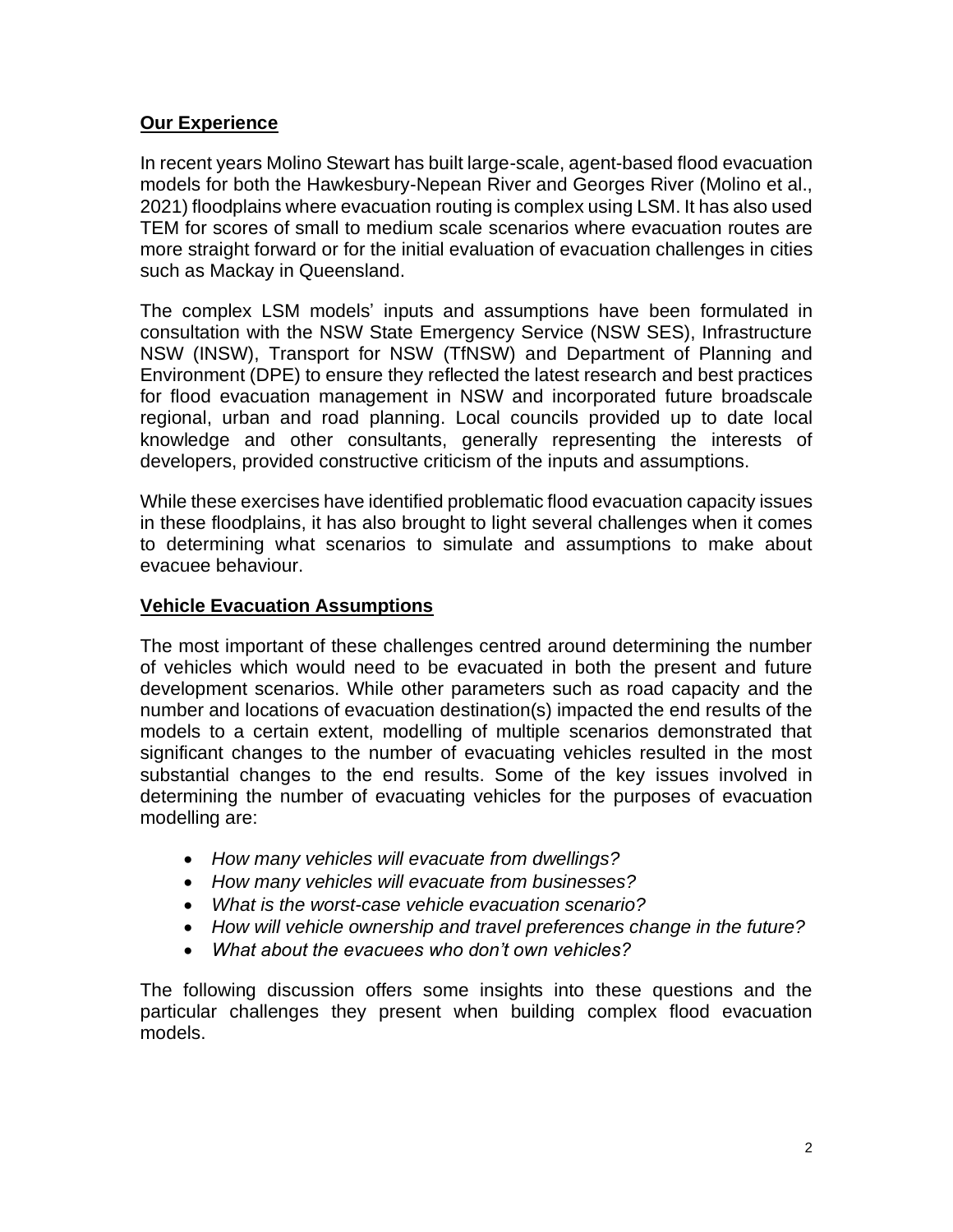## Our Experience

In recent years Molino Stewart has built large-scale, agent-based flood evacuation models for both the Hawkesbury-Nepean River and Georges River (Molino et al., 2021) floodplains where evacuation routing is complex using LSM. It has also used TEM for scores of small to medium scale scenarios where evacuation routes are more straight forward or for the initial evaluation of evacuation challenges in cities such as Mackay in Queensland.

The complex LSM models' inputs and assumptions have been formulated in consultation with the NSW State Emergency Service (NSW SES), Infrastructure NSW (INSW), Transport for NSW (TfNSW) and Department of Planning and Environment (DPE) to ensure they reflected the latest research and best practices for flood evacuation management in NSW and incorporated future broadscale regional, urban and road planning. Local councils provided up to date local knowledge and other consultants, generally representing the interests of developers, provided constructive criticism of the inputs and assumptions.

While these exercises have identified problematic flood evacuation capacity issues in these floodplains, it has also brought to light several challenges when it comes to determining what scenarios to simulate and assumptions to make about evacuee behaviour.

## Vehicle Evacuation Assumptions

The most important of these challenges centred around determining the number of vehicles which would need to be evacuated in both the present and future development scenarios. While other parameters such as road capacity and the number and locations of evacuation destination(s) impacted the end results of the models to a certain extent, modelling of multiple scenarios demonstrated that significant changes to the number of evacuating vehicles resulted in the most substantial changes to the end results. Some of the key issues involved in determining the number of evacuating vehicles for the purposes of evacuation modelling are:

- *How many vehicles will evacuate from dwellings?*
- *How many vehicles will evacuate from businesses?*
- *What is the worst-case vehicle evacuation scenario?*
- *How will vehicle ownership and travel preferences change in the future?*
- *What about the evacuees who don't own vehicles?*

The following discussion offers some insights into these questions and the particular challenges they present when building complex flood evacuation models.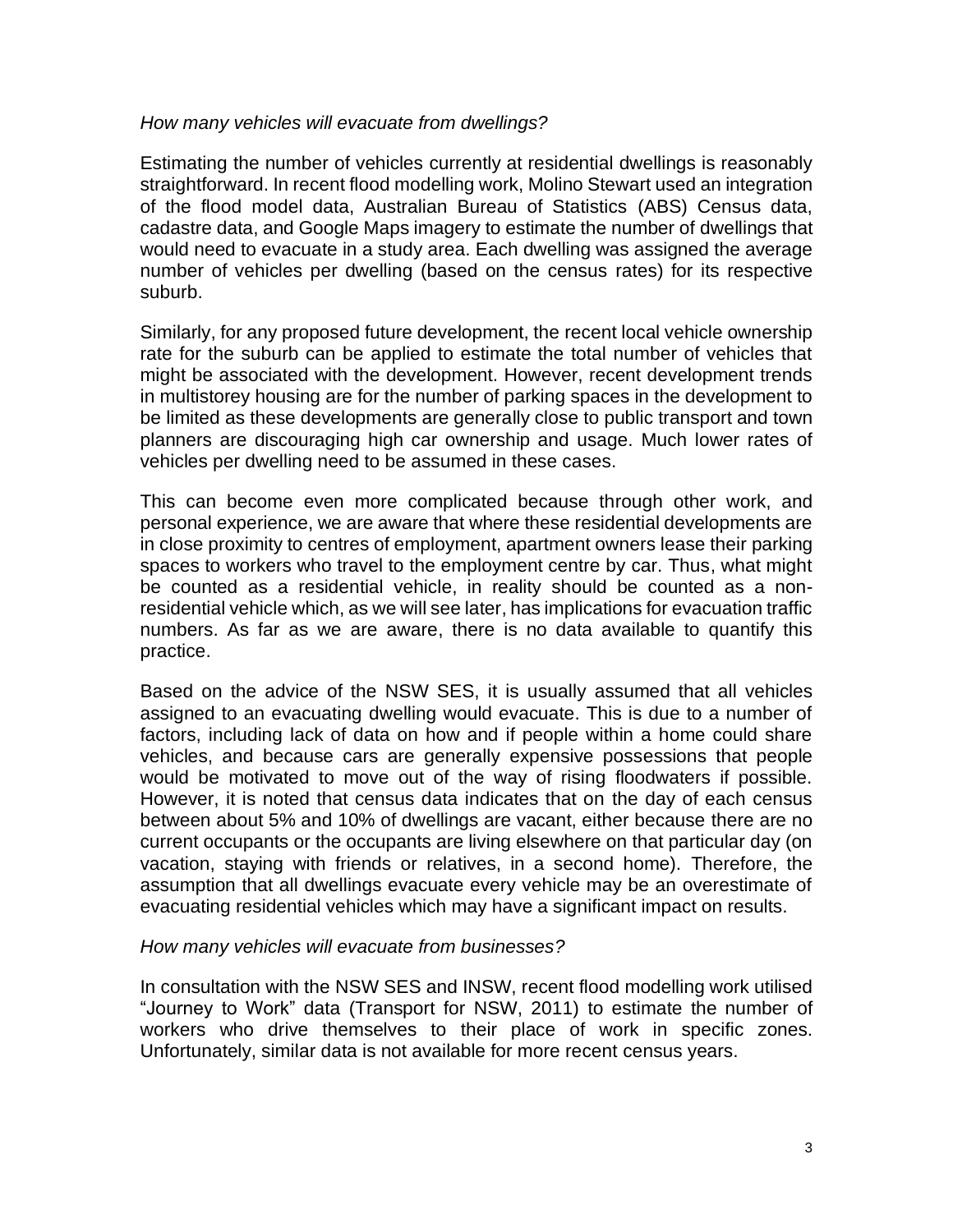*How many vehicles will evacuate from dwellings?*

Estimating the number of vehicles currently at residential dwellings is reasonably straightforward. In recent flood modelling work, Molino Stewart used an integration of the flood model data, Australian Bureau of Statistics (ABS) Census data, cadastre data, and Google Maps imagery to estimate the number of dwellings that would need to evacuate in a study area. Each dwelling was assigned the average number of vehicles per dwelling (based on the census rates) for its respective suburb.

Similarly, for any proposed future development, the recent local vehicle ownership rate for the suburb can be applied to estimate the total number of vehicles that might be associated with the development. However, recent development trends in multistorey housing are for the number of parking spaces in the development to be limited as these developments are generally close to public transport and town planners are discouraging high car ownership and usage. Much lower rates of vehicles per dwelling need to be assumed in these cases.

This can become even more complicated because through other work, and personal experience, we are aware that where these residential developments are in close proximity to centres of employment, apartment owners lease their parking spaces to workers who travel to the employment centre by car. Thus, what might be counted as a residential vehicle, in reality should be counted as a non-residential vehicle which, as we will see later, has implications for evacuation traffic numbers. As far as we are aware, there is no data available to quantify this practice.

Based on the advice of the NSW SES, it is usually assumed that all vehicles assigned to an evacuating dwelling would evacuate. This is due to a number of factors, including lack of data on how and if people within a home could share vehicles, and because cars are generally expensive possessions that people would be motivated to move out of the way of rising floodwaters if possible. However, it is noted that census data indicates that on the day of each census between about 5% and 10% of dwellings are vacant, either because there are no current occupants or the occupants are living elsewhere on that particular day (on vacation, staying with friends or relatives, in a second home). Therefore, the assumption that all dwellings evacuate every vehicle may be an overestimate of evacuating residential vehicles which may have a significant impact on results.

*How many vehicles will evacuate from businesses?*

In consultation with the NSW SES and INSW, recent flood modelling work utilised "Journey to Work" data (Transport for NSW, 2011) to estimate the number of workers who drive themselves to their place of work in specific zones. Unfortunately, similar data is not available for more recent census years.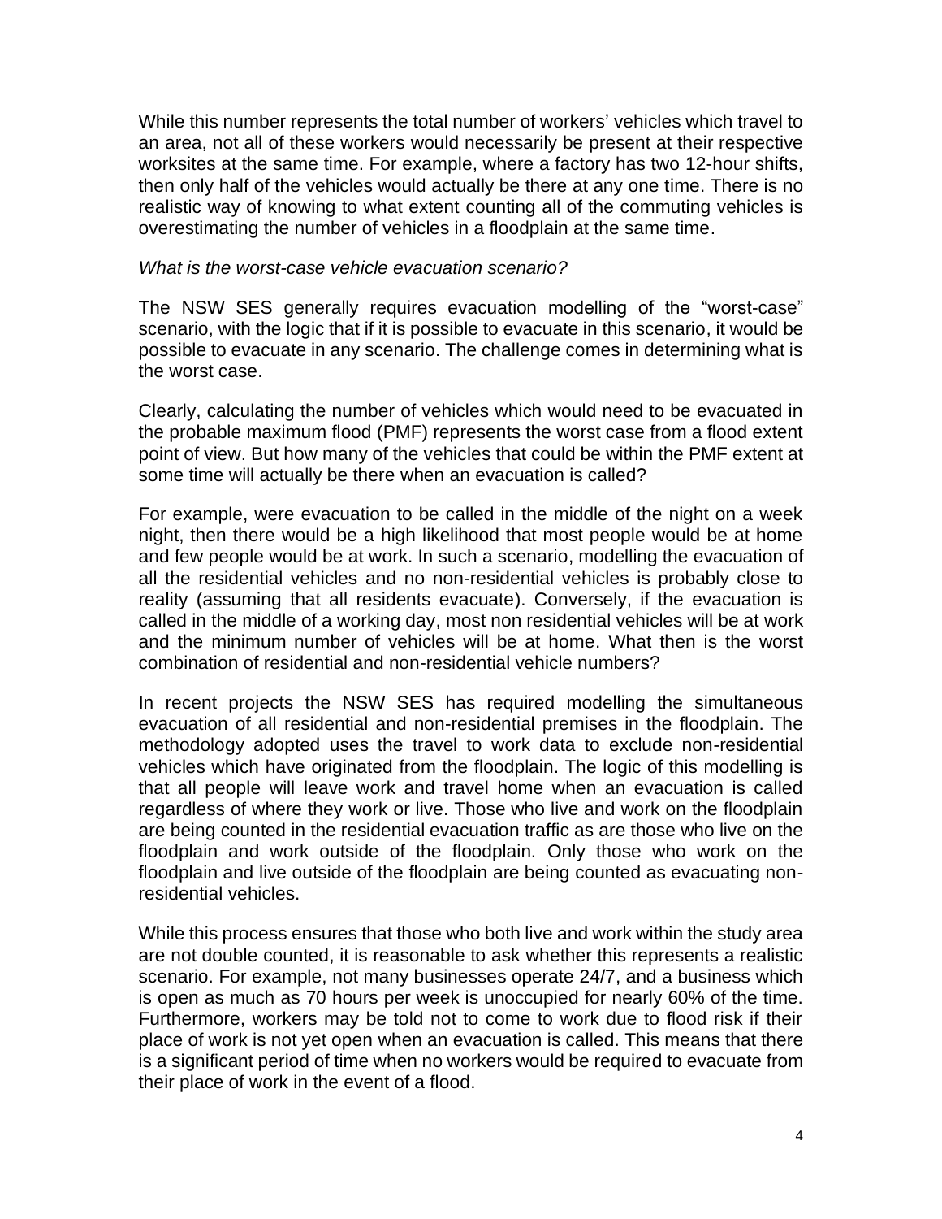While this number represents the total number of workers' vehicles which travel to an area, not all of these workers would necessarily be present at their respective worksites at the same time. For example, where a factory has two 12-hour shifts, then only half of the vehicles would actually be there at any one time. There is no realistic way of knowing to what extent counting all of the commuting vehicles is overestimating the number of vehicles in a floodplain at the same time.

*What is the worst-case vehicle evacuation scenario?*

The NSW SES generally requires evacuation modelling of the "worst-case" scenario, with the logic that if it is possible to evacuate in this scenario, it would be possible to evacuate in any scenario. The challenge comes in determining what is the worst case.

Clearly, calculating the number of vehicles which would need to be evacuated in the probable maximum flood (PMF) represents the worst case from a flood extent point of view. But how many of the vehicles that could be within the PMF extent at some time will actually be there when an evacuation is called?

For example, were evacuation to be called in the middle of the night on a week night, then there would be a high likelihood that most people would be at home and few people would be at work. In such a scenario, modelling the evacuation of all the residential vehicles and no non-residential vehicles is probably close to reality (assuming that all residents evacuate). Conversely, if the evacuation is called in the middle of a working day, most non residential vehicles will be at work and the minimum number of vehicles will be at home. What then is the worst combination of residential and non-residential vehicle numbers?

In recent projects the NSW SES has required modelling the simultaneous evacuation of all residential and non-residential premises in the floodplain. The methodology adopted uses the travel to work data to exclude non-residential vehicles which have originated from the floodplain. The logic of this modelling is that all people will leave work and travel home when an evacuation is called regardless of where they work or live. Those who live and work on the floodplain are being counted in the residential evacuation traffic as are those who live on the floodplain and work outside of the floodplain. Only those who work on the floodplain and live outside of the floodplain are being counted as evacuating non-residential vehicles.

While this process ensures that those who both live and work within the study area are not double counted, it is reasonable to ask whether this represents a realistic scenario. For example, not many businesses operate 24/7, and a business which is open as much as 70 hours per week is unoccupied for nearly 60% of the time. Furthermore, workers may be told not to come to work due to flood risk if their place of work is not yet open when an evacuation is called. This means that there is a significant period of time when no workers would be required to evacuate from their place of work in the event of a flood.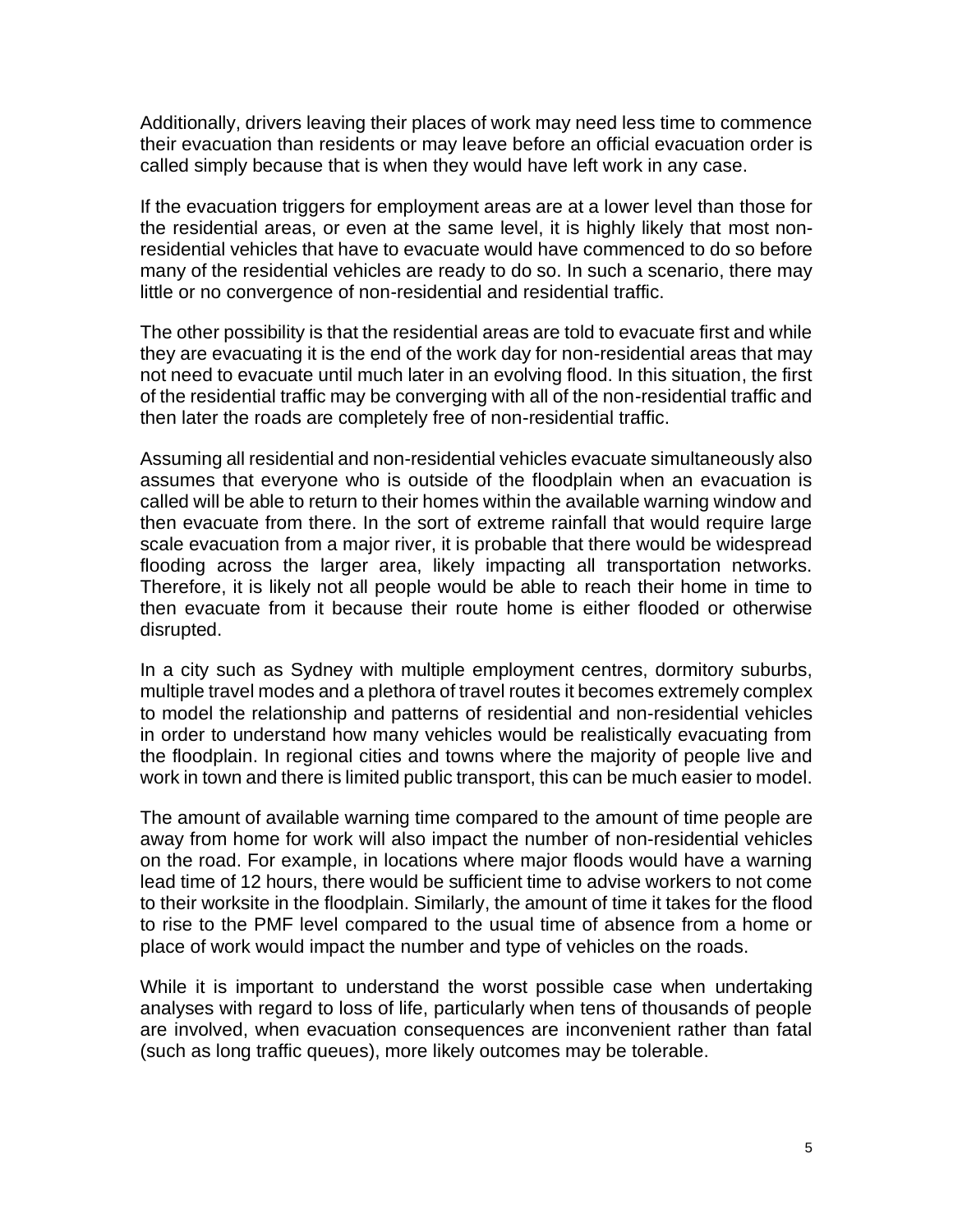Additionally, drivers leaving their places of work may need less time to commence their evacuation than residents or may leave before an official evacuation order is called simply because that is when they would have left work in any case.

If the evacuation triggers for employment areas are at a lower level than those for the residential areas, or even at the same level, it is highly likely that most non-residential vehicles that have to evacuate would have commenced to do so before many of the residential vehicles are ready to do so. In such a scenario, there may little or no convergence of non-residential and residential traffic.

The other possibility is that the residential areas are told to evacuate first and while they are evacuating it is the end of the work day for non-residential areas that may not need to evacuate until much later in an evolving flood. In this situation, the first of the residential traffic may be converging with all of the non-residential traffic and then later the roads are completely free of non-residential traffic.

Assuming all residential and non-residential vehicles evacuate simultaneously also assumes that everyone who is outside of the floodplain when an evacuation is called will be able to return to their homes within the available warning window and then evacuate from there. In the sort of extreme rainfall that would require large scale evacuation from a major river, it is probable that there would be widespread flooding across the larger area, likely impacting all transportation networks. Therefore, it is likely not all people would be able to reach their home in time to then evacuate from it because their route home is either flooded or otherwise disrupted.

In a city such as Sydney with multiple employment centres, dormitory suburbs, multiple travel modes and a plethora of travel routes it becomes extremely complex to model the relationship and patterns of residential and non-residential vehicles in order to understand how many vehicles would be realistically evacuating from the floodplain. In regional cities and towns where the majority of people live and work in town and there is limited public transport, this can be much easier to model.

The amount of available warning time compared to the amount of time people are away from home for work will also impact the number of non-residential vehicles on the road. For example, in locations where major floods would have a warning lead time of 12 hours, there would be sufficient time to advise workers to not come to their worksite in the floodplain. Similarly, the amount of time it takes for the flood to rise to the PMF level compared to the usual time of absence from a home or place of work would impact the number and type of vehicles on the roads.

While it is important to understand the worst possible case when undertaking analyses with regard to loss of life, particularly when tens of thousands of people are involved, when evacuation consequences are inconvenient rather than fatal (such as long traffic queues), more likely outcomes may be tolerable.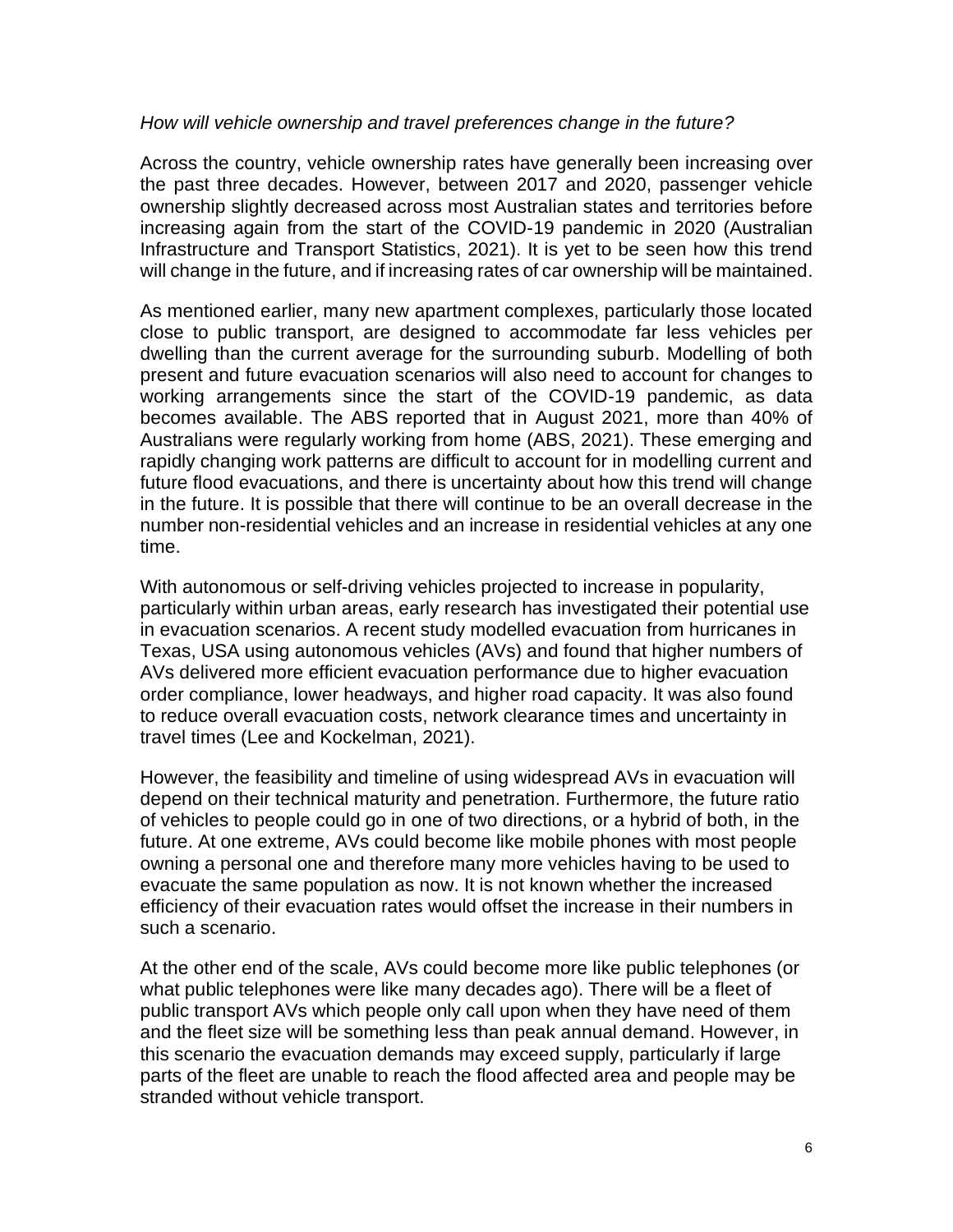*How will vehicle ownership and travel preferences change in the future?*

Across the country, vehicle ownership rates have generally been increasing over the past three decades. However, between 2017 and 2020, passenger vehicle ownership slightly decreased across most Australian states and territories before increasing again from the start of the COVID-19 pandemic in 2020 (Australian Infrastructure and Transport Statistics, 2021). It is yet to be seen how this trend will change in the future, and if increasing rates of car ownership will be maintained.

As mentioned earlier, many new apartment complexes, particularly those located close to public transport, are designed to accommodate far less vehicles per dwelling than the current average for the surrounding suburb. Modelling of both present and future evacuation scenarios will also need to account for changes to working arrangements since the start of the COVID-19 pandemic, as data becomes available. The ABS reported that in August 2021, more than 40% of Australians were regularly working from home (ABS, 2021). These emerging and rapidly changing work patterns are difficult to account for in modelling current and future flood evacuations, and there is uncertainty about how this trend will change in the future. It is possible that there will continue to be an overall decrease in the number non-residential vehicles and an increase in residential vehicles at any one time.

With autonomous or self-driving vehicles projected to increase in popularity, particularly within urban areas, early research has investigated their potential use in evacuation scenarios. A recent study modelled evacuation from hurricanes in Texas, USA using autonomous vehicles (AVs) and found that higher numbers of AVs delivered more efficient evacuation performance due to higher evacuation order compliance, lower headways, and higher road capacity. It was also found to reduce overall evacuation costs, network clearance times and uncertainty in travel times (Lee and Kockelman, 2021).

However, the feasibility and timeline of using widespread AVs in evacuation will depend on their technical maturity and penetration. Furthermore, the future ratio of vehicles to people could go in one of two directions, or a hybrid of both, in the future. At one extreme, AVs could become like mobile phones with most people owning a personal one and therefore many more vehicles having to be used to evacuate the same population as now. It is not known whether the increased efficiency of their evacuation rates would offset the increase in their numbers in such a scenario.

At the other end of the scale, AVs could become more like public telephones (or what public telephones were like many decades ago). There will be a fleet of public transport AVs which people only call upon when they have need of them and the fleet size will be something less than peak annual demand. However, in this scenario the evacuation demands may exceed supply, particularly if large parts of the fleet are unable to reach the flood affected area and people may be stranded without vehicle transport.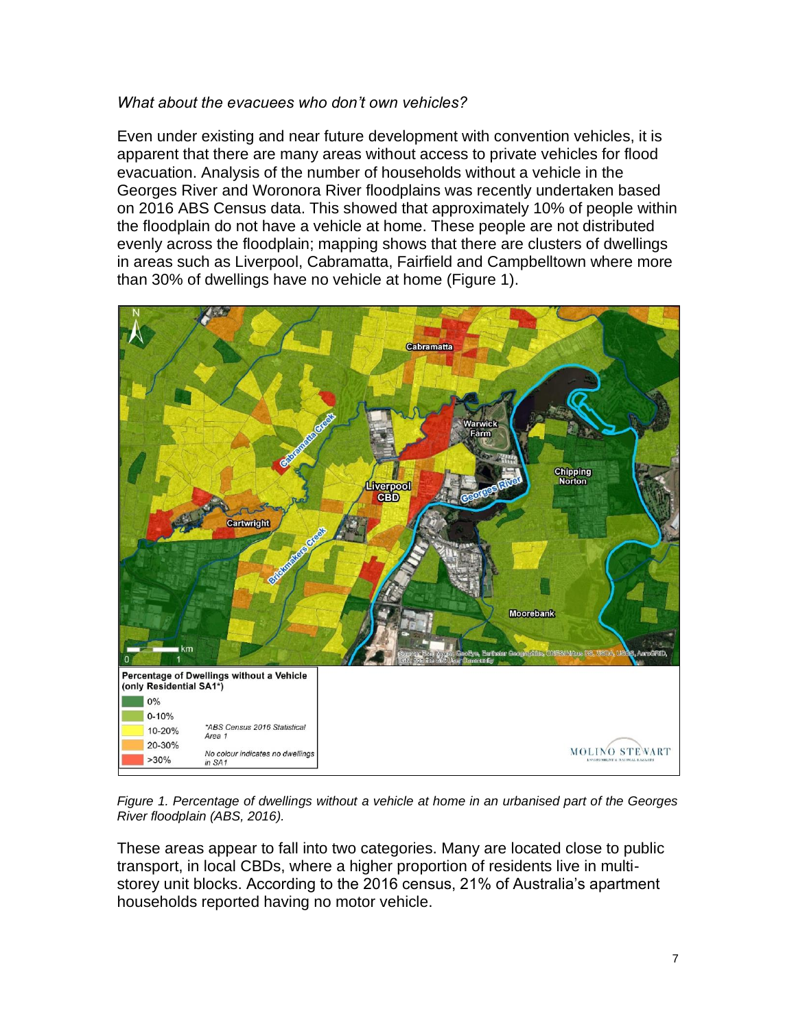*What about the evacuees who don't own vehicles?*

Even under existing and near future development with convention vehicles, it is apparent that there are many areas without access to private vehicles for flood evacuation. Analysis of the number of households without a vehicle in the Georges River and Woronora River floodplains was recently undertaken based on 2016 ABS Census data. This showed that approximately 10% of people within the floodplain do not have a vehicle at home. These people are not distributed evenly across the floodplain; mapping shows that there are clusters of dwellings in areas such as Liverpool, Cabramatta, Fairfield and Campbelltown where more than 30% of dwellings have no vehicle at home (Figure 1).

*Figure 1. Percentage of dwellings without a vehicle at home in an urbanised part of the Georges River floodplain (ABS, 2016).*

These areas appear to fall into two categories. Many are located close to public transport, in local CBDs, where a higher proportion of residents live in multi-storey unit blocks. According to the 2016 census, 21% of Australia's apartment households reported having no motor vehicle.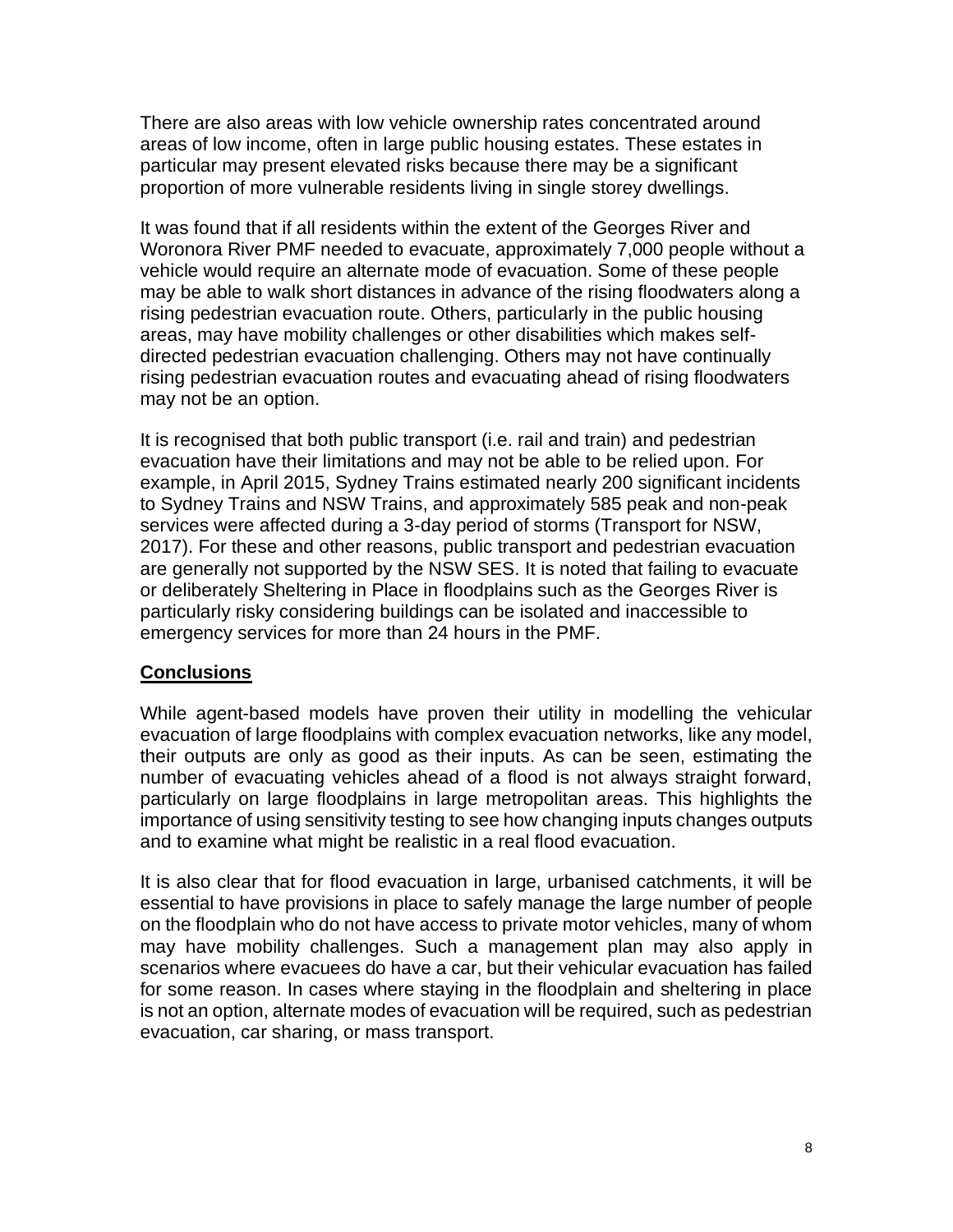There are also areas with low vehicle ownership rates concentrated around areas of low income, often in large public housing estates. These estates in particular may present elevated risks because there may be a significant proportion of more vulnerable residents living in single storey dwellings.

It was found that if all residents within the extent of the Georges River and Woronora River PMF needed to evacuate, approximately 7,000 people without a vehicle would require an alternate mode of evacuation. Some of these people may be able to walk short distances in advance of the rising floodwaters along a rising pedestrian evacuation route. Others, particularly in the public housing areas, may have mobility challenges or other disabilities which makes self-directed pedestrian evacuation challenging. Others may not have continually rising pedestrian evacuation routes and evacuating ahead of rising floodwaters may not be an option.

It is recognised that both public transport (i.e. rail and train) and pedestrian evacuation have their limitations and may not be able to be relied upon. For example, in April 2015, Sydney Trains estimated nearly 200 significant incidents to Sydney Trains and NSW Trains, and approximately 585 peak and non-peak services were affected during a 3-day period of storms (Transport for NSW, 2017). For these and other reasons, public transport and pedestrian evacuation are generally not supported by the NSW SES. It is noted that failing to evacuate or deliberately Sheltering in Place in floodplains such as the Georges River is particularly risky considering buildings can be isolated and inaccessible to emergency services for more than 24 hours in the PMF.

## Conclusions

While agent-based models have proven their utility in modelling the vehicular evacuation of large floodplains with complex evacuation networks, like any model, their outputs are only as good as their inputs. As can be seen, estimating the number of evacuating vehicles ahead of a flood is not always straight forward, particularly on large floodplains in large metropolitan areas. This highlights the importance of using sensitivity testing to see how changing inputs changes outputs and to examine what might be realistic in a real flood evacuation.

It is also clear that for flood evacuation in large, urbanised catchments, it will be essential to have provisions in place to safely manage the large number of people on the floodplain who do not have access to private motor vehicles, many of whom may have mobility challenges. Such a management plan may also apply in scenarios where evacuees do have a car, but their vehicular evacuation has failed for some reason. In cases where staying in the floodplain and sheltering in place is not an option, alternate modes of evacuation will be required, such as pedestrian evacuation, car sharing, or mass transport.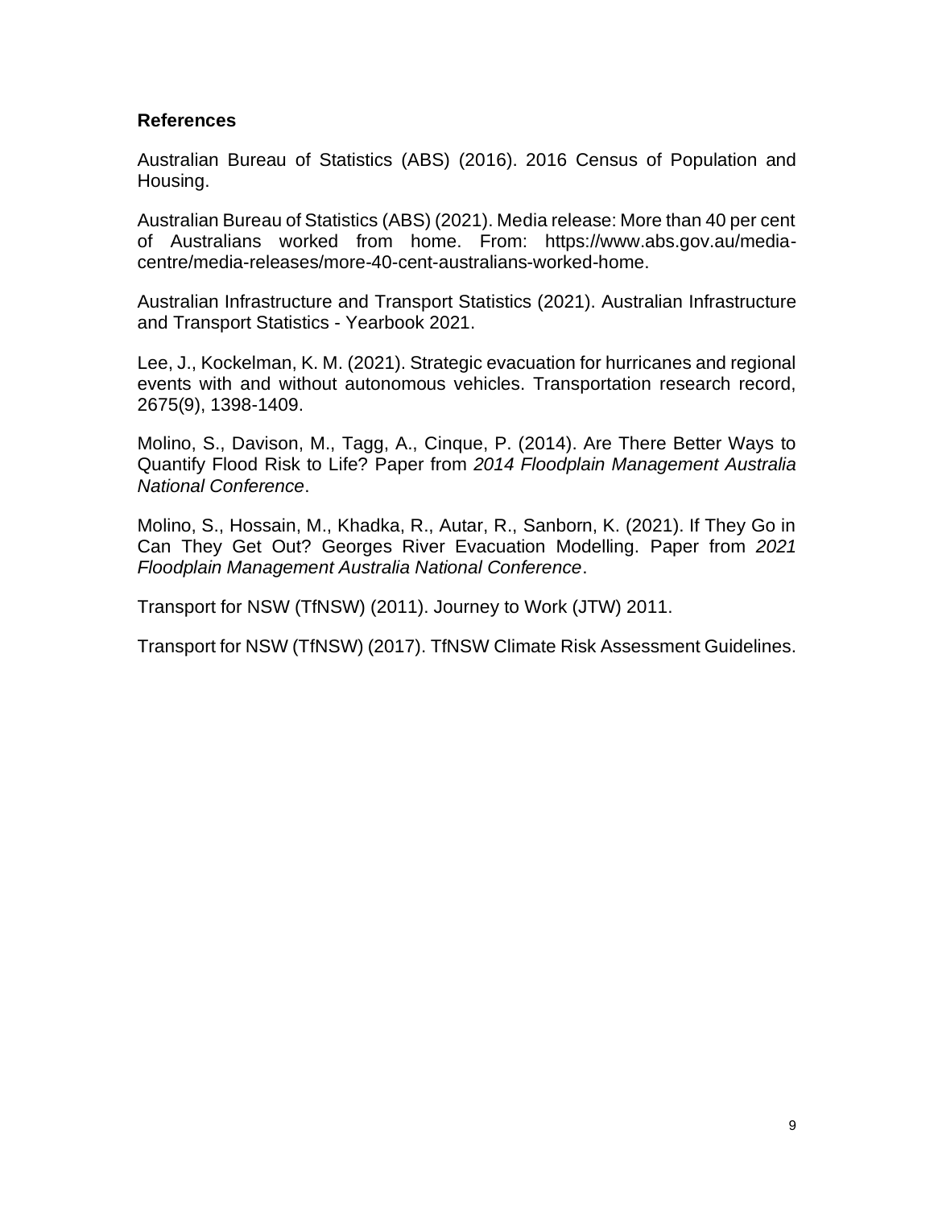## References

Australian Bureau of Statistics (ABS) (2016). 2016 Census of Population and Housing.

Australian Bureau of Statistics (ABS) (2021). Media release: More than 40 per cent of Australians worked from home. From: https://www.abs.gov.au/media-centre/media-releases/more-40-cent-australians-worked-home.

Australian Infrastructure and Transport Statistics (2021). Australian Infrastructure and Transport Statistics - Yearbook 2021.

Lee, J., Kockelman, K. M. (2021). Strategic evacuation for hurricanes and regional events with and without autonomous vehicles. Transportation research record, 2675(9), 1398-1409.

Molino, S., Davison, M., Tagg, A., Cinque, P. (2014). Are There Better Ways to Quantify Flood Risk to Life? Paper from *2014 Floodplain Management Australia National Conference*.

Molino, S., Hossain, M., Khadka, R., Autar, R., Sanborn, K. (2021). If They Go in Can They Get Out? Georges River Evacuation Modelling. Paper from *2021 Floodplain Management Australia National Conference*.

Transport for NSW (TfNSW) (2011). Journey to Work (JTW) 2011.

Transport for NSW (TfNSW) (2017). TfNSW Climate Risk Assessment Guidelines.